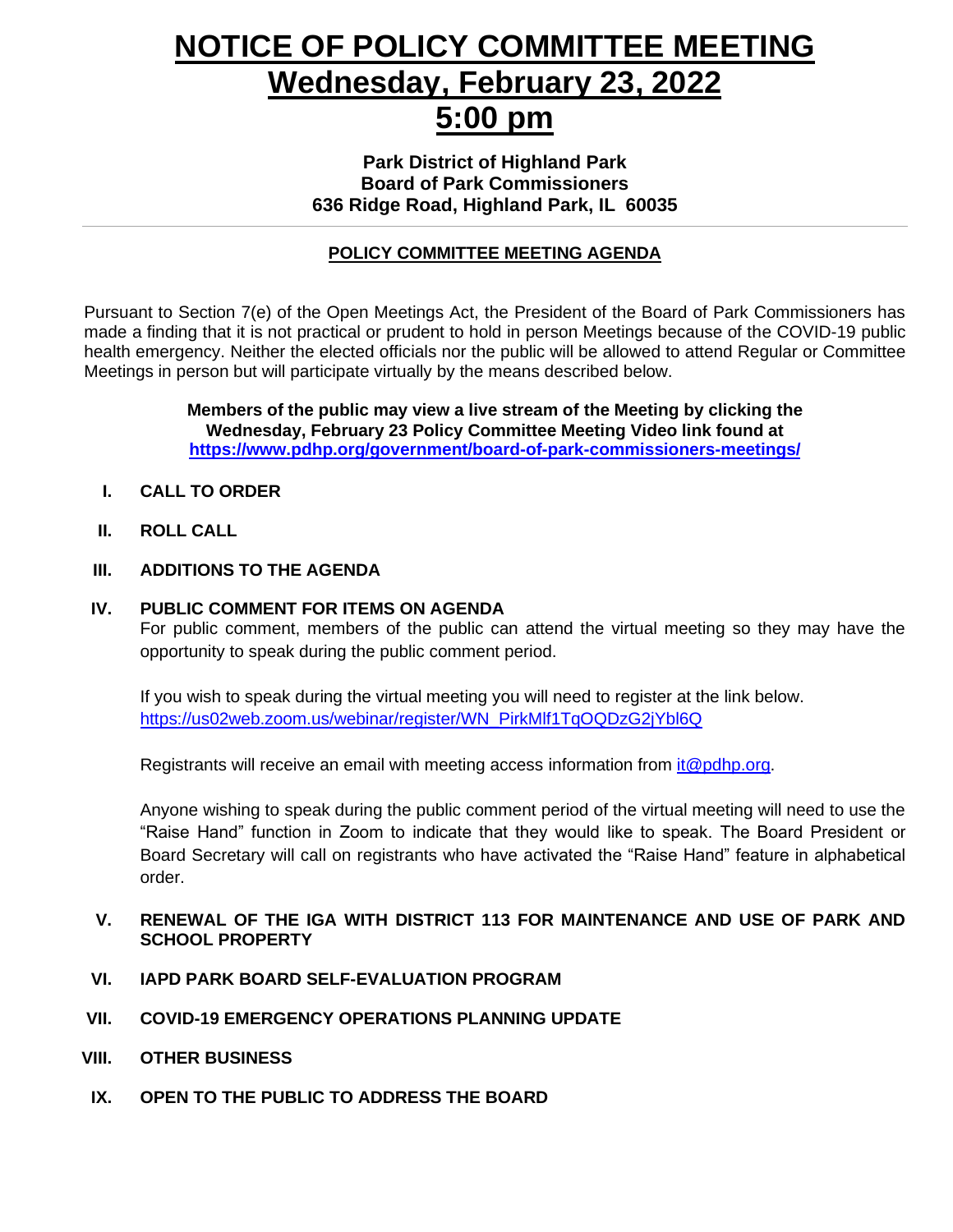# NOTICE OF POLICY COMMITTEE MEETING
# Wednesday, February 23, 2022
# 5:00 pm

**Park District of Highland Park**
**Board of Park Commissioners**
**636 Ridge Road, Highland Park, IL 60035**

---

## POLICY COMMITTEE MEETING AGENDA

Pursuant to Section 7(e) of the Open Meetings Act, the President of the Board of Park Commissioners has made a finding that it is not practical or prudent to hold in person Meetings because of the COVID-19 public health emergency. Neither the elected officials nor the public will be allowed to attend Regular or Committee Meetings in person but will participate virtually by the means described below.

**Members of the public may view a live stream of the Meeting by clicking the Wednesday, February 23 Policy Committee Meeting Video link found at https://www.pdhp.org/government/board-of-park-commissioners-meetings/**

I. **CALL TO ORDER**

II. **ROLL CALL**

III. **ADDITIONS TO THE AGENDA**

IV. **PUBLIC COMMENT FOR ITEMS ON AGENDA**

For public comment, members of the public can attend the virtual meeting so they may have the opportunity to speak during the public comment period.

If you wish to speak during the virtual meeting you will need to register at the link below.
https://us02web.zoom.us/webinar/register/WN_PirkMlf1TqOQDzG2jYbl6Q

Registrants will receive an email with meeting access information from it@pdhp.org.

Anyone wishing to speak during the public comment period of the virtual meeting will need to use the "Raise Hand" function in Zoom to indicate that they would like to speak. The Board President or Board Secretary will call on registrants who have activated the "Raise Hand" feature in alphabetical order.

V. **RENEWAL OF THE IGA WITH DISTRICT 113 FOR MAINTENANCE AND USE OF PARK AND SCHOOL PROPERTY**

VI. **IAPD PARK BOARD SELF-EVALUATION PROGRAM**

VII. **COVID-19 EMERGENCY OPERATIONS PLANNING UPDATE**

VIII. **OTHER BUSINESS**

IX. **OPEN TO THE PUBLIC TO ADDRESS THE BOARD**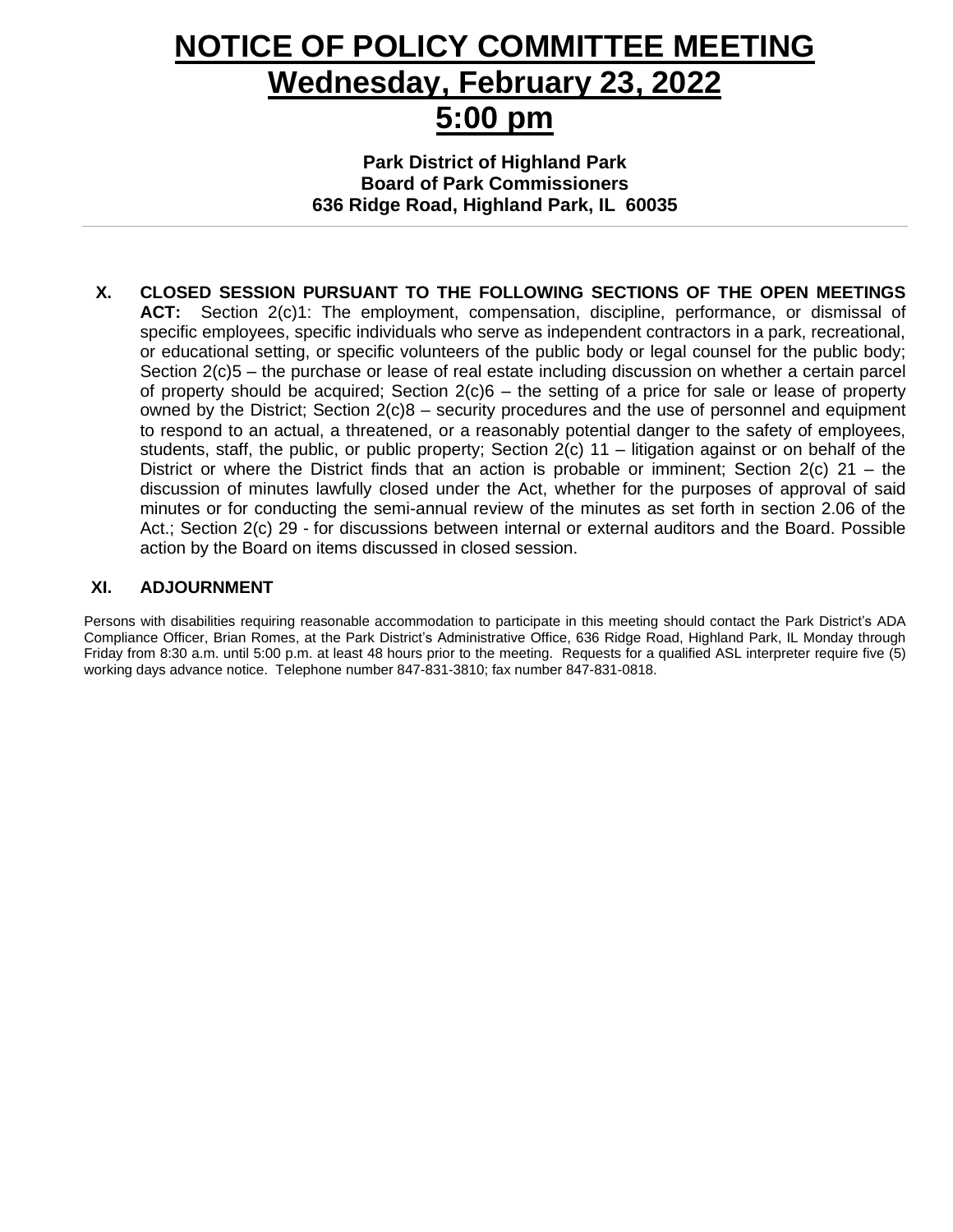# NOTICE OF POLICY COMMITTEE MEETING
# Wednesday, February 23, 2022
# 5:00 pm

**Park District of Highland Park**
**Board of Park Commissioners**
**636 Ridge Road, Highland Park, IL 60035**

---

**X. CLOSED SESSION PURSUANT TO THE FOLLOWING SECTIONS OF THE OPEN MEETINGS ACT:** Section 2(c)1: The employment, compensation, discipline, performance, or dismissal of specific employees, specific individuals who serve as independent contractors in a park, recreational, or educational setting, or specific volunteers of the public body or legal counsel for the public body; Section 2(c)5 – the purchase or lease of real estate including discussion on whether a certain parcel of property should be acquired; Section 2(c)6 – the setting of a price for sale or lease of property owned by the District; Section 2(c)8 – security procedures and the use of personnel and equipment to respond to an actual, a threatened, or a reasonably potential danger to the safety of employees, students, staff, the public, or public property; Section 2(c) 11 – litigation against or on behalf of the District or where the District finds that an action is probable or imminent; Section 2(c) 21 – the discussion of minutes lawfully closed under the Act, whether for the purposes of approval of said minutes or for conducting the semi-annual review of the minutes as set forth in section 2.06 of the Act.; Section 2(c) 29 - for discussions between internal or external auditors and the Board. Possible action by the Board on items discussed in closed session.

**XI. ADJOURNMENT**

Persons with disabilities requiring reasonable accommodation to participate in this meeting should contact the Park District's ADA Compliance Officer, Brian Romes, at the Park District's Administrative Office, 636 Ridge Road, Highland Park, IL Monday through Friday from 8:30 a.m. until 5:00 p.m. at least 48 hours prior to the meeting. Requests for a qualified ASL interpreter require five (5) working days advance notice. Telephone number 847-831-3810; fax number 847-831-0818.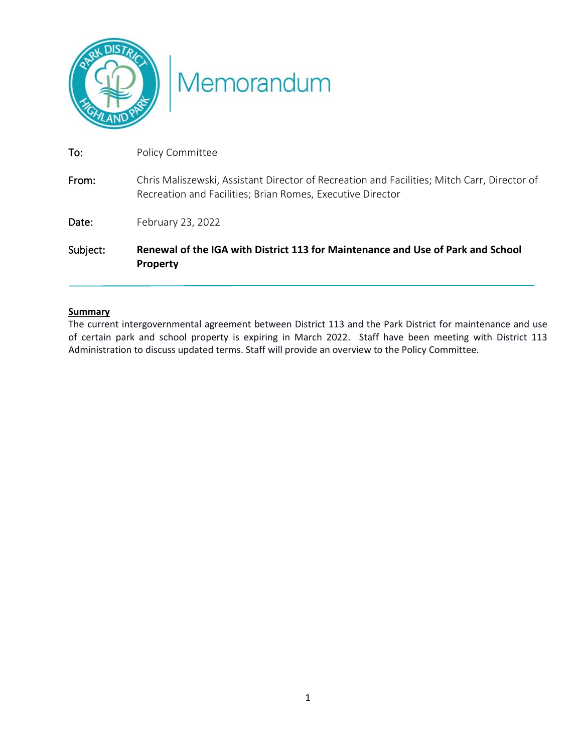# Memorandum

**To:** Policy Committee

**From:** Chris Maliszewski, Assistant Director of Recreation and Facilities; Mitch Carr, Director of Recreation and Facilities; Brian Romes, Executive Director

**Date:** February 23, 2022

**Subject:** **Renewal of the IGA with District 113 for Maintenance and Use of Park and School Property**

---

**Summary**

The current intergovernmental agreement between District 113 and the Park District for maintenance and use of certain park and school property is expiring in March 2022. Staff have been meeting with District 113 Administration to discuss updated terms. Staff will provide an overview to the Policy Committee.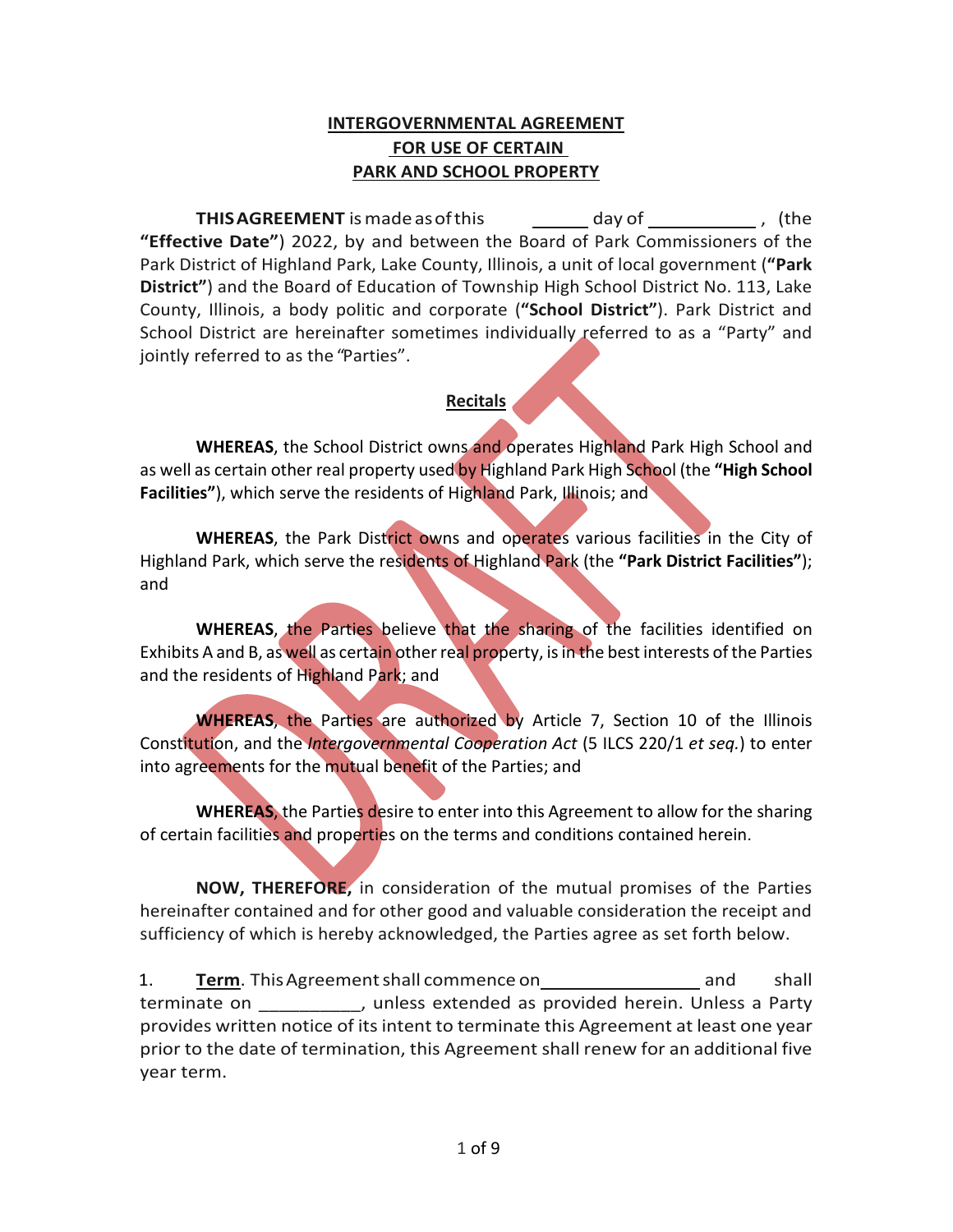**INTERGOVERNMENTAL AGREEMENT**
**FOR USE OF CERTAIN**
**PARK AND SCHOOL PROPERTY**

**THIS AGREEMENT** is made as of this \_\_\_\_\_\_ day of \_\_\_\_\_\_\_\_\_\_\_\_ , (the **"Effective Date"**) 2022, by and between the Board of Park Commissioners of the Park District of Highland Park, Lake County, Illinois, a unit of local government (**"Park District"**) and the Board of Education of Township High School District No. 113, Lake County, Illinois, a body politic and corporate (**"School District"**). Park District and School District are hereinafter sometimes individually referred to as a "Party" and jointly referred to as the "Parties".

**Recitals**

**WHEREAS**, the School District owns and operates Highland Park High School and as well as certain other real property used by Highland Park High School (the **"High School Facilities"**), which serve the residents of Highland Park, Illinois; and

**WHEREAS**, the Park District owns and operates various facilities in the City of Highland Park, which serve the residents of Highland Park (the **"Park District Facilities"**); and

**WHEREAS**, the Parties believe that the sharing of the facilities identified on Exhibits A and B, as well as certain other real property, is in the best interests of the Parties and the residents of Highland Park; and

**WHEREAS**, the Parties are authorized by Article 7, Section 10 of the Illinois Constitution, and the *Intergovernmental Cooperation Act* (5 ILCS 220/1 *et seq.*) to enter into agreements for the mutual benefit of the Parties; and

**WHEREAS**, the Parties desire to enter into this Agreement to allow for the sharing of certain facilities and properties on the terms and conditions contained herein.

**NOW, THEREFORE,** in consideration of the mutual promises of the Parties hereinafter contained and for other good and valuable consideration the receipt and sufficiency of which is hereby acknowledged, the Parties agree as set forth below.

1. **Term**. This Agreement shall commence on \_\_\_\_\_\_\_\_\_\_\_\_\_\_\_\_\_\_ and shall terminate on \_\_\_\_\_\_\_\_\_\_, unless extended as provided herein. Unless a Party provides written notice of its intent to terminate this Agreement at least one year prior to the date of termination, this Agreement shall renew for an additional five year term.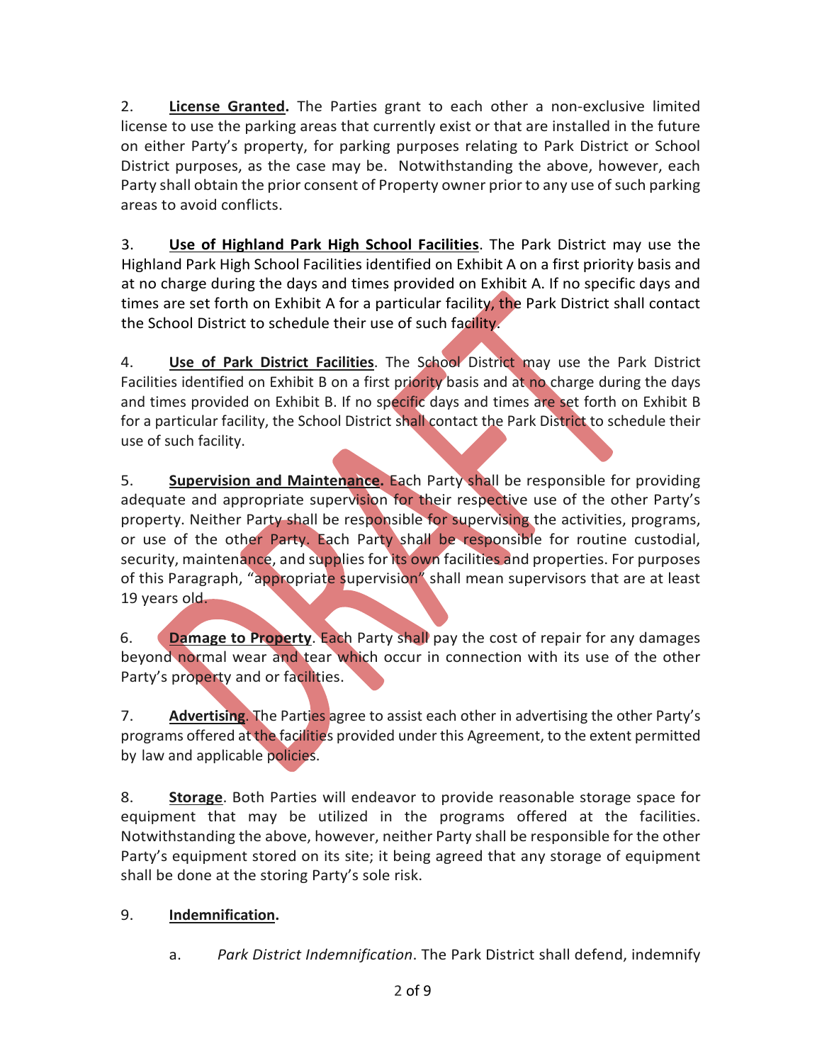2. **License Granted.** The Parties grant to each other a non-exclusive limited license to use the parking areas that currently exist or that are installed in the future on either Party's property, for parking purposes relating to Park District or School District purposes, as the case may be. Notwithstanding the above, however, each Party shall obtain the prior consent of Property owner prior to any use of such parking areas to avoid conflicts.

3. **Use of Highland Park High School Facilities**. The Park District may use the Highland Park High School Facilities identified on Exhibit A on a first priority basis and at no charge during the days and times provided on Exhibit A. If no specific days and times are set forth on Exhibit A for a particular facility, the Park District shall contact the School District to schedule their use of such facility.

4. **Use of Park District Facilities**. The School District may use the Park District Facilities identified on Exhibit B on a first priority basis and at no charge during the days and times provided on Exhibit B. If no specific days and times are set forth on Exhibit B for a particular facility, the School District shall contact the Park District to schedule their use of such facility.

5. **Supervision and Maintenance.** Each Party shall be responsible for providing adequate and appropriate supervision for their respective use of the other Party's property. Neither Party shall be responsible for supervising the activities, programs, or use of the other Party. Each Party shall be responsible for routine custodial, security, maintenance, and supplies for its own facilities and properties. For purposes of this Paragraph, "appropriate supervision" shall mean supervisors that are at least 19 years old.

6. **Damage to Property**. Each Party shall pay the cost of repair for any damages beyond normal wear and tear which occur in connection with its use of the other Party's property and or facilities.

7. **Advertising**. The Parties agree to assist each other in advertising the other Party's programs offered at the facilities provided under this Agreement, to the extent permitted by law and applicable policies.

8. **Storage**. Both Parties will endeavor to provide reasonable storage space for equipment that may be utilized in the programs offered at the facilities. Notwithstanding the above, however, neither Party shall be responsible for the other Party's equipment stored on its site; it being agreed that any storage of equipment shall be done at the storing Party's sole risk.

9. **Indemnification.**

a. *Park District Indemnification*. The Park District shall defend, indemnify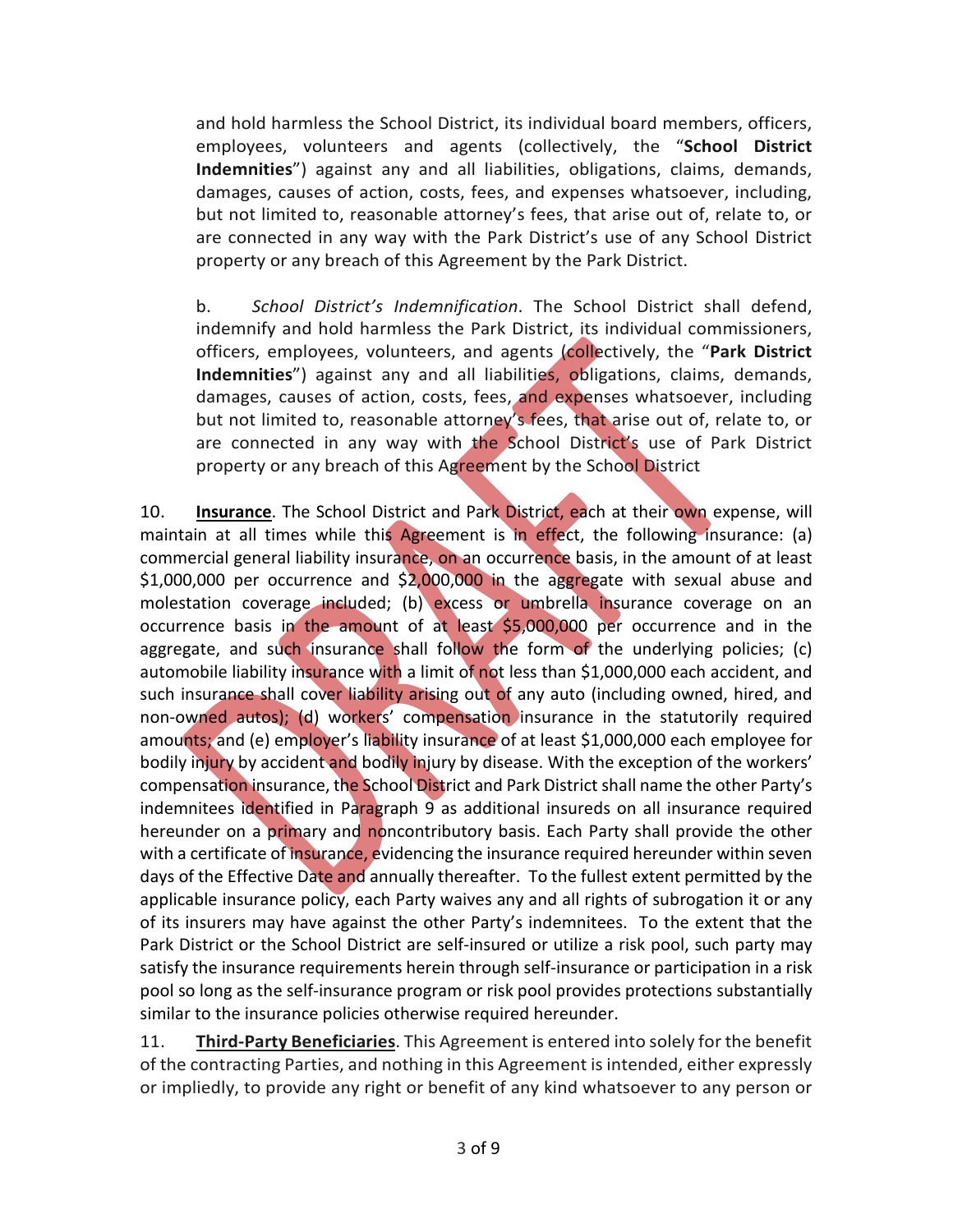and hold harmless the School District, its individual board members, officers, employees, volunteers and agents (collectively, the "**School District Indemnities**") against any and all liabilities, obligations, claims, demands, damages, causes of action, costs, fees, and expenses whatsoever, including, but not limited to, reasonable attorney's fees, that arise out of, relate to, or are connected in any way with the Park District's use of any School District property or any breach of this Agreement by the Park District.

b. *School District's Indemnification*. The School District shall defend, indemnify and hold harmless the Park District, its individual commissioners, officers, employees, volunteers, and agents (collectively, the "**Park District Indemnities**") against any and all liabilities, obligations, claims, demands, damages, causes of action, costs, fees, and expenses whatsoever, including but not limited to, reasonable attorney's fees, that arise out of, relate to, or are connected in any way with the School District's use of Park District property or any breach of this Agreement by the School District

10. **Insurance**. The School District and Park District, each at their own expense, will maintain at all times while this Agreement is in effect, the following insurance: (a) commercial general liability insurance, on an occurrence basis, in the amount of at least $1,000,000 per occurrence and $2,000,000 in the aggregate with sexual abuse and molestation coverage included; (b) excess or umbrella insurance coverage on an occurrence basis in the amount of at least $5,000,000 per occurrence and in the aggregate, and such insurance shall follow the form of the underlying policies; (c) automobile liability insurance with a limit of not less than $1,000,000 each accident, and such insurance shall cover liability arising out of any auto (including owned, hired, and non-owned autos); (d) workers' compensation insurance in the statutorily required amounts; and (e) employer's liability insurance of at least $1,000,000 each employee for bodily injury by accident and bodily injury by disease. With the exception of the workers' compensation insurance, the School District and Park District shall name the other Party's indemnitees identified in Paragraph 9 as additional insureds on all insurance required hereunder on a primary and noncontributory basis. Each Party shall provide the other with a certificate of insurance, evidencing the insurance required hereunder within seven days of the Effective Date and annually thereafter. To the fullest extent permitted by the applicable insurance policy, each Party waives any and all rights of subrogation it or any of its insurers may have against the other Party's indemnitees. To the extent that the Park District or the School District are self-insured or utilize a risk pool, such party may satisfy the insurance requirements herein through self-insurance or participation in a risk pool so long as the self-insurance program or risk pool provides protections substantially similar to the insurance policies otherwise required hereunder.

11. **Third-Party Beneficiaries**. This Agreement is entered into solely for the benefit of the contracting Parties, and nothing in this Agreement is intended, either expressly or impliedly, to provide any right or benefit of any kind whatsoever to any person or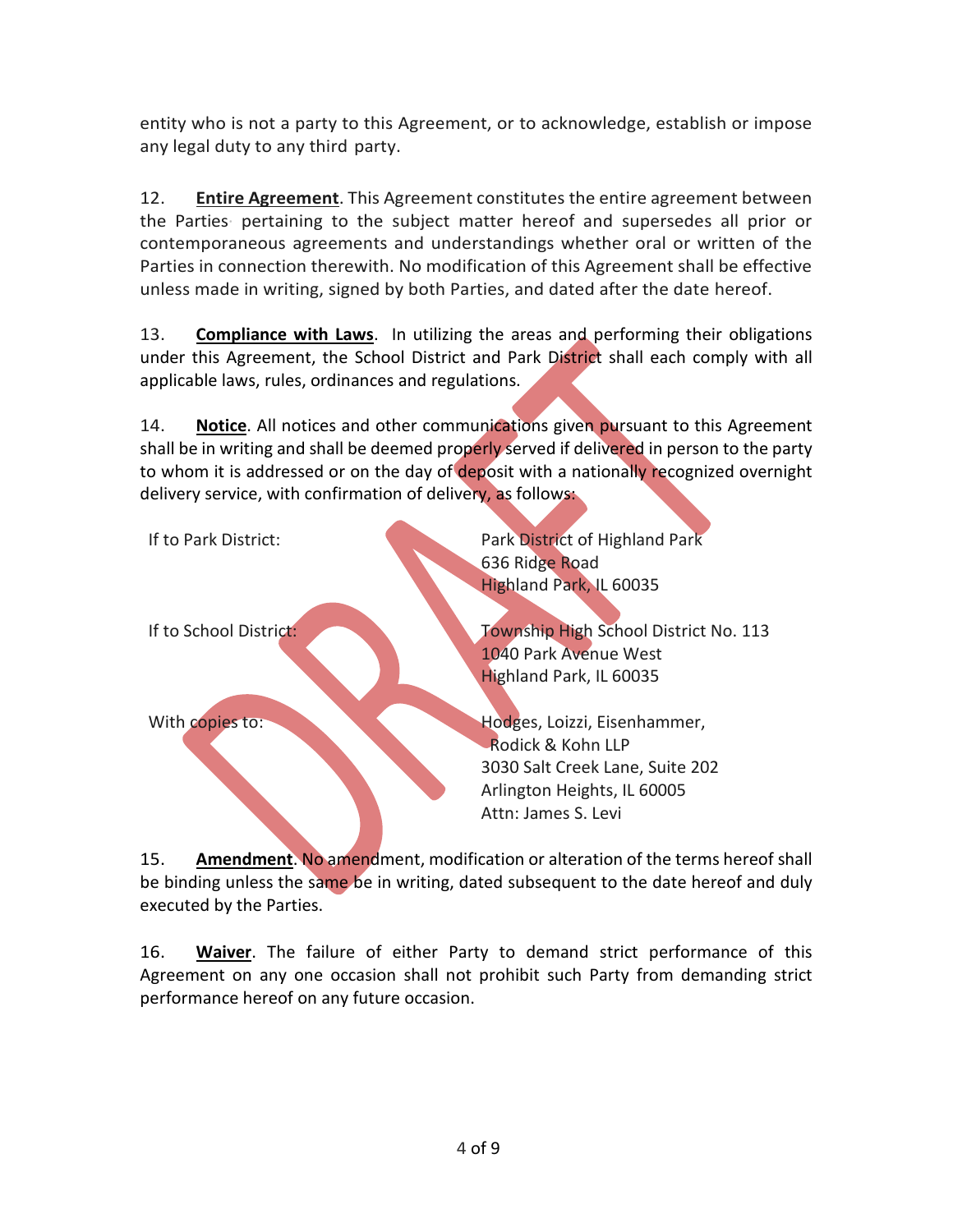entity who is not a party to this Agreement, or to acknowledge, establish or impose any legal duty to any third party.

12. **Entire Agreement**. This Agreement constitutes the entire agreement between the Parties pertaining to the subject matter hereof and supersedes all prior or contemporaneous agreements and understandings whether oral or written of the Parties in connection therewith. No modification of this Agreement shall be effective unless made in writing, signed by both Parties, and dated after the date hereof.

13. **Compliance with Laws**. In utilizing the areas and performing their obligations under this Agreement, the School District and Park District shall each comply with all applicable laws, rules, ordinances and regulations.

14. **Notice**. All notices and other communications given pursuant to this Agreement shall be in writing and shall be deemed properly served if delivered in person to the party to whom it is addressed or on the day of deposit with a nationally recognized overnight delivery service, with confirmation of delivery, as follows:

If to Park District:
Park District of Highland Park
636 Ridge Road
Highland Park, IL 60035

If to School District:
Township High School District No. 113
1040 Park Avenue West
Highland Park, IL 60035

With copies to:
Hodges, Loizzi, Eisenhammer, Rodick & Kohn LLP
3030 Salt Creek Lane, Suite 202
Arlington Heights, IL 60005
Attn: James S. Levi

15. **Amendment**. No amendment, modification or alteration of the terms hereof shall be binding unless the same be in writing, dated subsequent to the date hereof and duly executed by the Parties.

16. **Waiver**. The failure of either Party to demand strict performance of this Agreement on any one occasion shall not prohibit such Party from demanding strict performance hereof on any future occasion.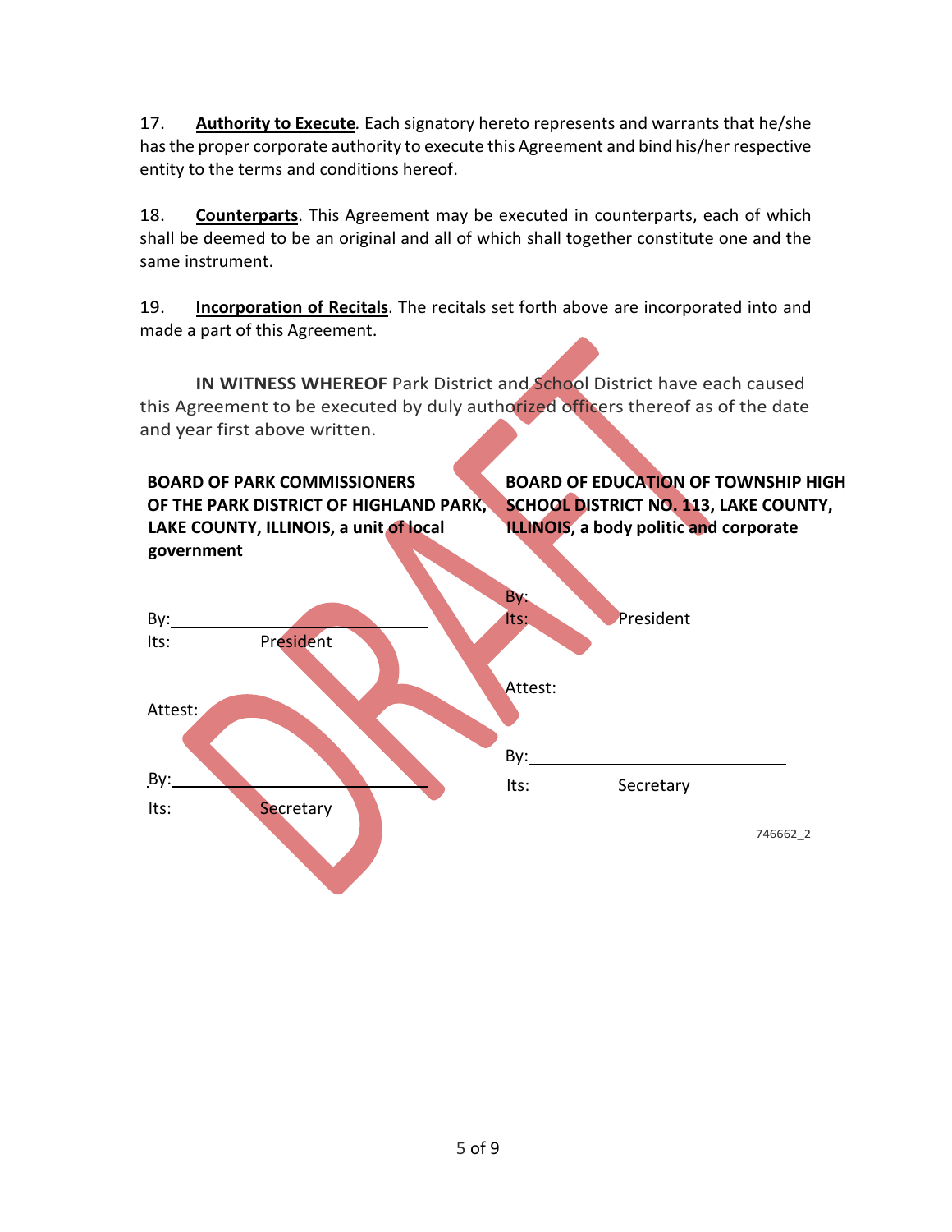17. **Authority to Execute**. Each signatory hereto represents and warrants that he/she has the proper corporate authority to execute this Agreement and bind his/her respective entity to the terms and conditions hereof.

18. **Counterparts**. This Agreement may be executed in counterparts, each of which shall be deemed to be an original and all of which shall together constitute one and the same instrument.

19. **Incorporation of Recitals**. The recitals set forth above are incorporated into and made a part of this Agreement.

**IN WITNESS WHEREOF** Park District and School District have each caused this Agreement to be executed by duly authorized officers thereof as of the date and year first above written.

**BOARD OF PARK COMMISSIONERS OF THE PARK DISTRICT OF HIGHLAND PARK, LAKE COUNTY, ILLINOIS, a unit of local government**

By:\_\_\_\_\_\_\_\_\_\_\_\_\_\_\_\_\_\_\_\_\_\_\_\_\_\_\_\_
Its: President

Attest:

By:\_\_\_\_\_\_\_\_\_\_\_\_\_\_\_\_\_\_\_\_\_\_\_\_\_\_\_\_
Its: Secretary

**BOARD OF EDUCATION OF TOWNSHIP HIGH SCHOOL DISTRICT NO. 113, LAKE COUNTY, ILLINOIS, a body politic and corporate**

By:\_\_\_\_\_\_\_\_\_\_\_\_\_\_\_\_\_\_\_\_\_\_\_\_\_\_\_\_
Its: President

Attest:

By:\_\_\_\_\_\_\_\_\_\_\_\_\_\_\_\_\_\_\_\_\_\_\_\_\_\_\_\_
Its: Secretary

746662_2

DRAFT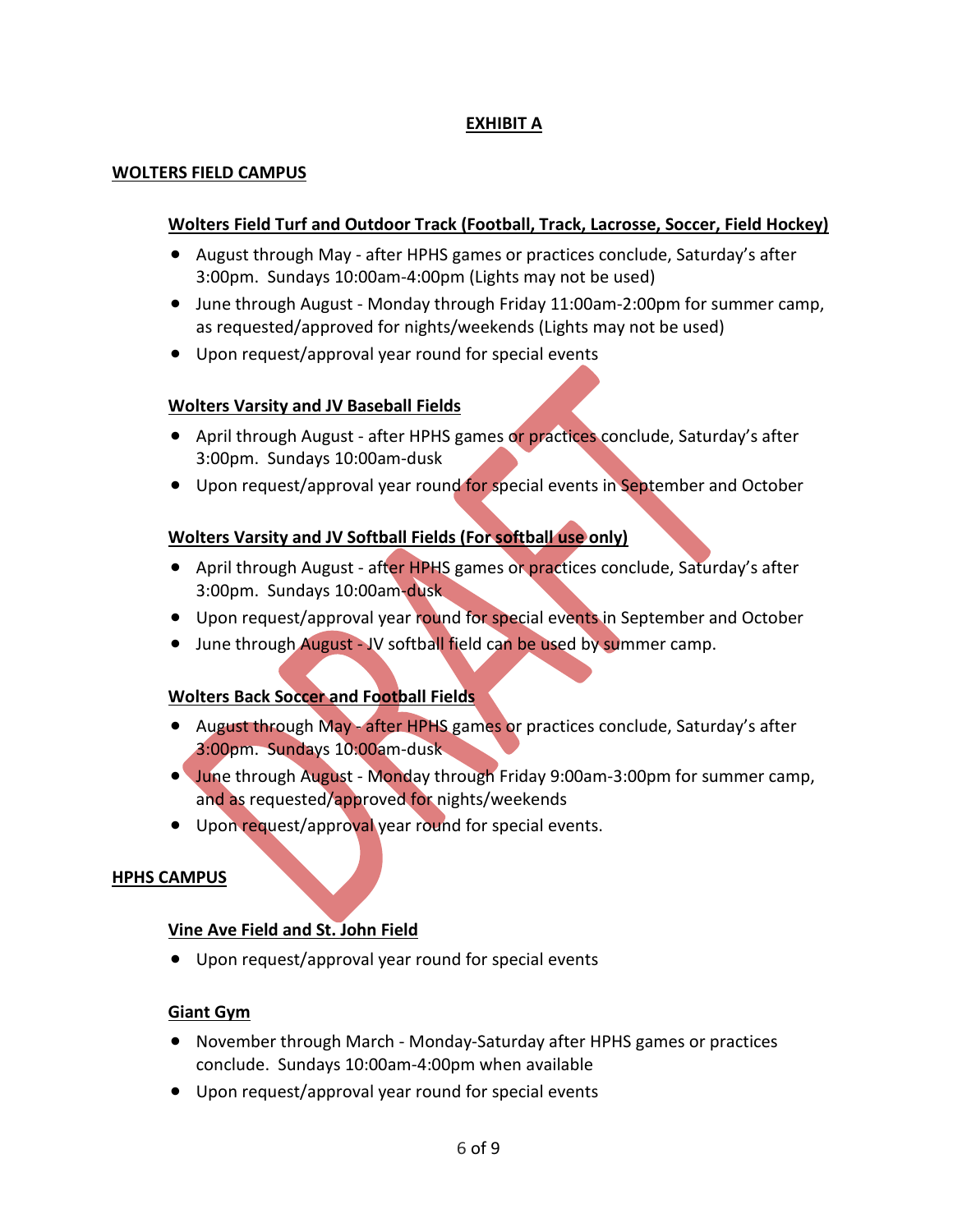## EXHIBIT A

### WOLTERS FIELD CAMPUS

#### Wolters Field Turf and Outdoor Track (Football, Track, Lacrosse, Soccer, Field Hockey)

- August through May - after HPHS games or practices conclude, Saturday's after 3:00pm. Sundays 10:00am-4:00pm (Lights may not be used)
- June through August - Monday through Friday 11:00am-2:00pm for summer camp, as requested/approved for nights/weekends (Lights may not be used)
- Upon request/approval year round for special events

#### Wolters Varsity and JV Baseball Fields

- April through August - after HPHS games or practices conclude, Saturday's after 3:00pm. Sundays 10:00am-dusk
- Upon request/approval year round for special events in September and October

#### Wolters Varsity and JV Softball Fields (For softball use only)

- April through August - after HPHS games or practices conclude, Saturday's after 3:00pm. Sundays 10:00am-dusk
- Upon request/approval year round for special events in September and October
- June through August - JV softball field can be used by summer camp.

#### Wolters Back Soccer and Football Fields

- August through May - after HPHS games or practices conclude, Saturday's after 3:00pm. Sundays 10:00am-dusk
- June through August - Monday through Friday 9:00am-3:00pm for summer camp, and as requested/approved for nights/weekends
- Upon request/approval year round for special events.

### HPHS CAMPUS

#### Vine Ave Field and St. John Field

- Upon request/approval year round for special events

#### Giant Gym

- November through March - Monday-Saturday after HPHS games or practices conclude. Sundays 10:00am-4:00pm when available
- Upon request/approval year round for special events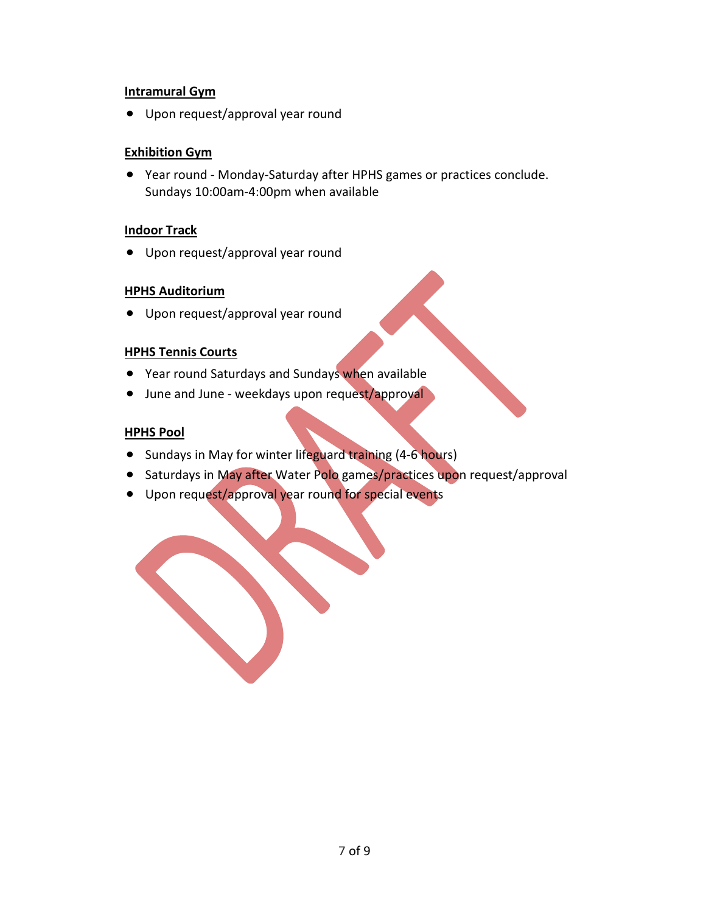**Intramural Gym**

- Upon request/approval year round

**Exhibition Gym**

- Year round - Monday-Saturday after HPHS games or practices conclude. Sundays 10:00am-4:00pm when available

**Indoor Track**

- Upon request/approval year round

**HPHS Auditorium**

- Upon request/approval year round

**HPHS Tennis Courts**

- Year round Saturdays and Sundays when available
- June and June - weekdays upon request/approval

**HPHS Pool**

- Sundays in May for winter lifeguard training (4-6 hours)
- Saturdays in May after Water Polo games/practices upon request/approval
- Upon request/approval year round for special events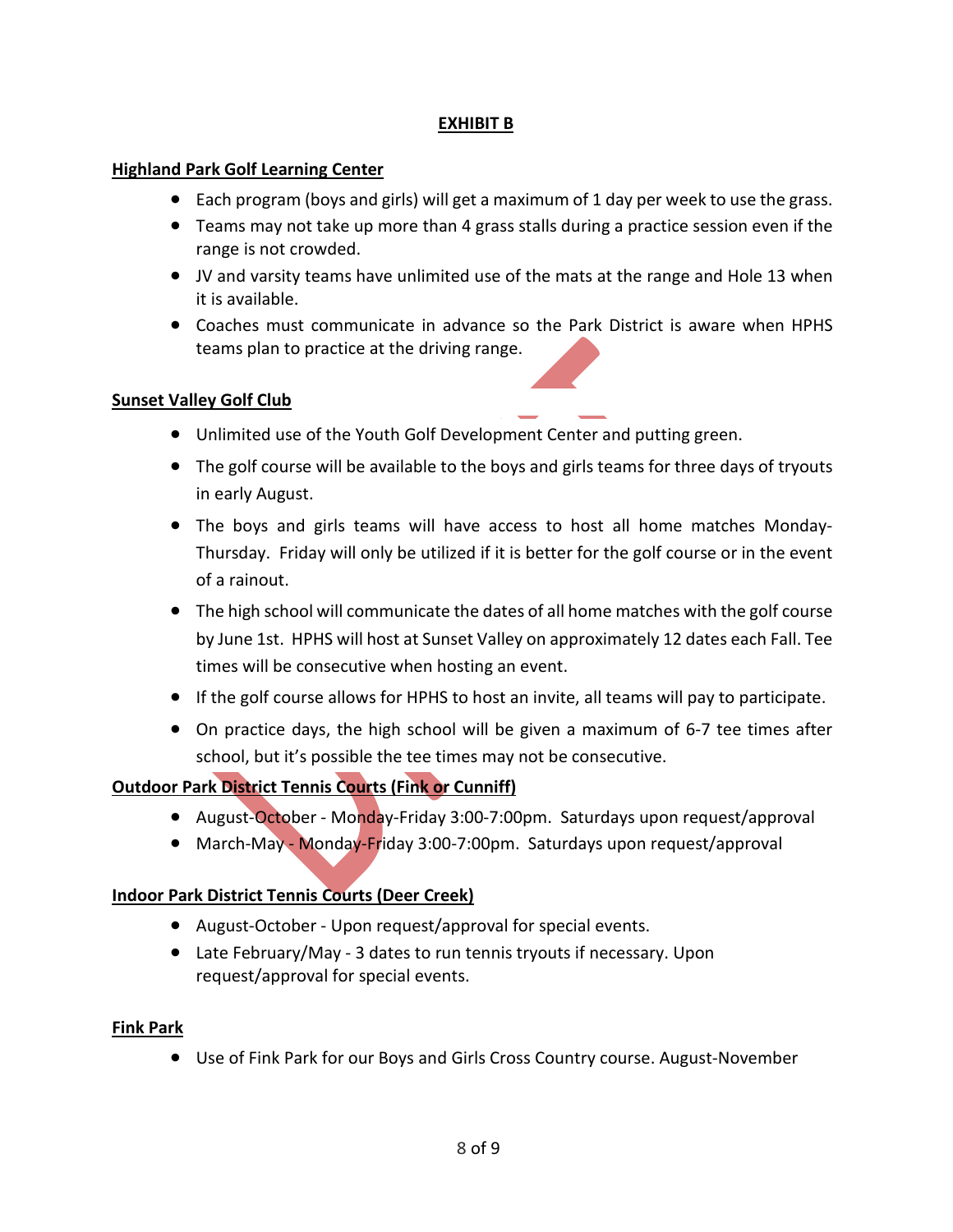## EXHIBIT B

**Highland Park Golf Learning Center**

- Each program (boys and girls) will get a maximum of 1 day per week to use the grass.
- Teams may not take up more than 4 grass stalls during a practice session even if the range is not crowded.
- JV and varsity teams have unlimited use of the mats at the range and Hole 13 when it is available.
- Coaches must communicate in advance so the Park District is aware when HPHS teams plan to practice at the driving range.

**Sunset Valley Golf Club**

- Unlimited use of the Youth Golf Development Center and putting green.
- The golf course will be available to the boys and girls teams for three days of tryouts in early August.
- The boys and girls teams will have access to host all home matches Monday-Thursday. Friday will only be utilized if it is better for the golf course or in the event of a rainout.
- The high school will communicate the dates of all home matches with the golf course by June 1st. HPHS will host at Sunset Valley on approximately 12 dates each Fall. Tee times will be consecutive when hosting an event.
- If the golf course allows for HPHS to host an invite, all teams will pay to participate.
- On practice days, the high school will be given a maximum of 6-7 tee times after school, but it's possible the tee times may not be consecutive.

**Outdoor Park District Tennis Courts (Fink or Cunniff)**

- August-October - Monday-Friday 3:00-7:00pm. Saturdays upon request/approval
- March-May - Monday-Friday 3:00-7:00pm. Saturdays upon request/approval

**Indoor Park District Tennis Courts (Deer Creek)**

- August-October - Upon request/approval for special events.
- Late February/May - 3 dates to run tennis tryouts if necessary. Upon request/approval for special events.

**Fink Park**

- Use of Fink Park for our Boys and Girls Cross Country course. August-November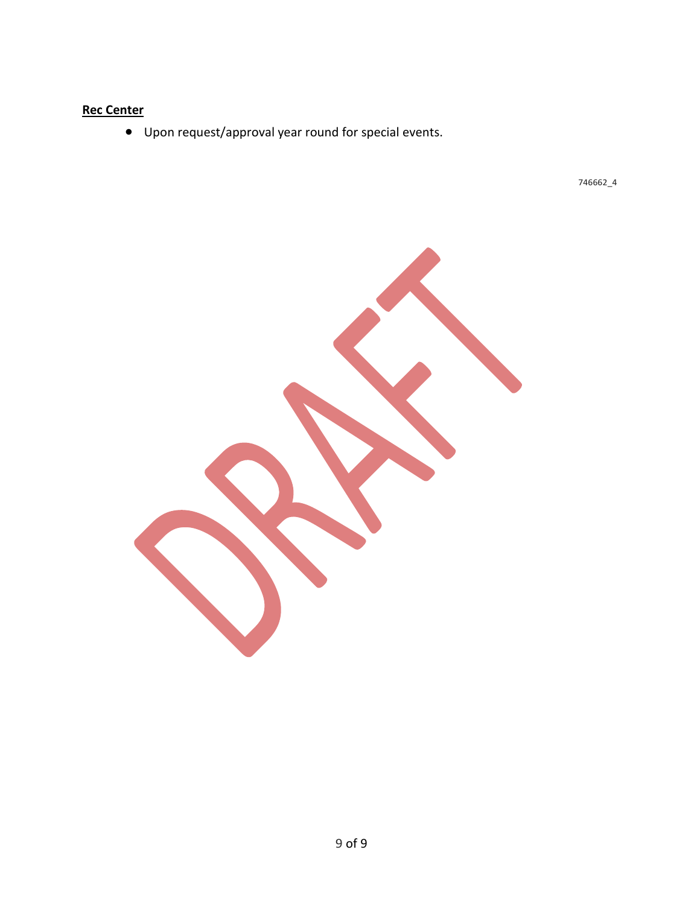**Rec Center**

- Upon request/approval year round for special events.

746662_4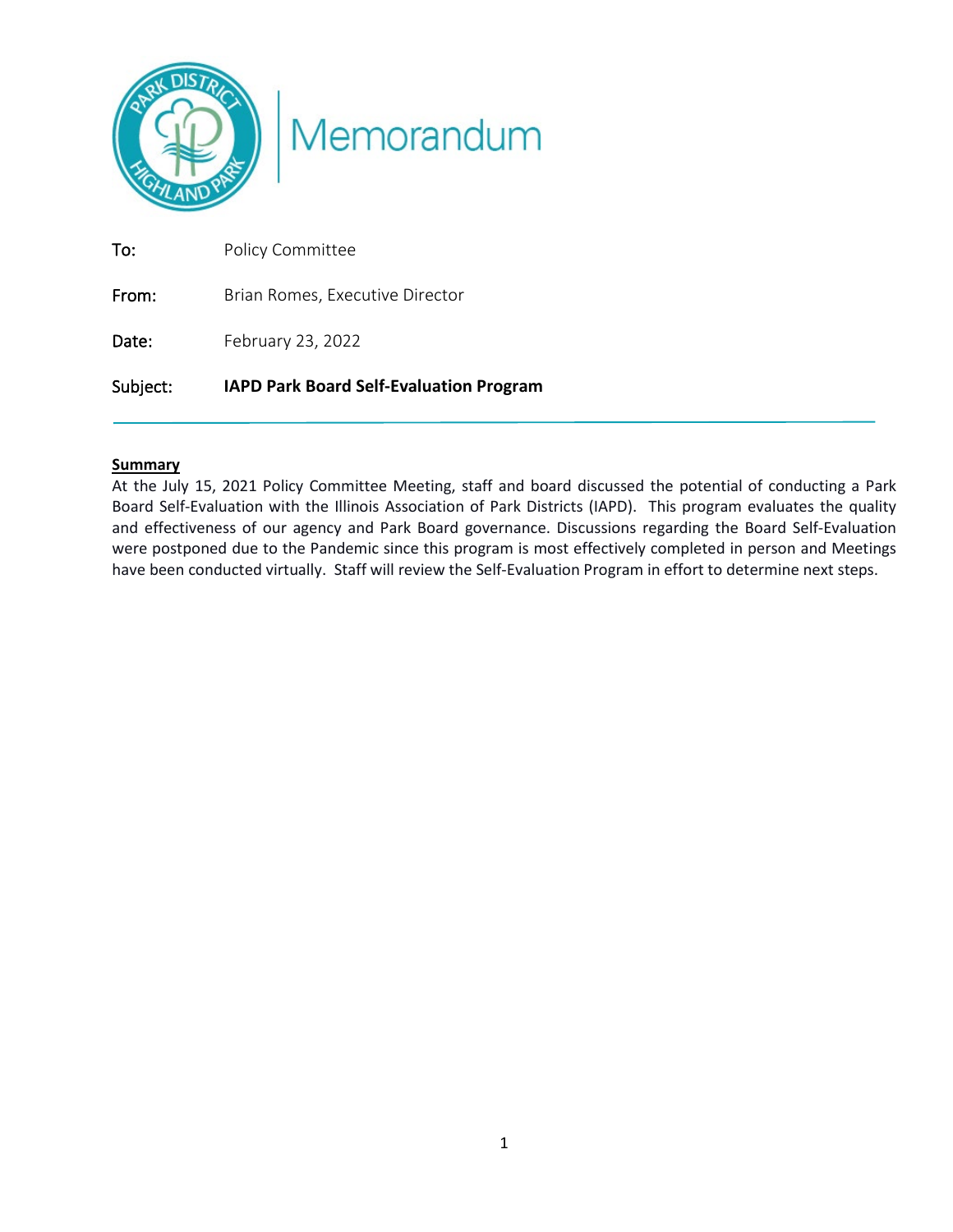# Memorandum

**To:** Policy Committee

**From:** Brian Romes, Executive Director

**Date:** February 23, 2022

**Subject:** **IAPD Park Board Self-Evaluation Program**

---

**Summary**

At the July 15, 2021 Policy Committee Meeting, staff and board discussed the potential of conducting a Park Board Self-Evaluation with the Illinois Association of Park Districts (IAPD). This program evaluates the quality and effectiveness of our agency and Park Board governance. Discussions regarding the Board Self-Evaluation were postponed due to the Pandemic since this program is most effectively completed in person and Meetings have been conducted virtually. Staff will review the Self-Evaluation Program in effort to determine next steps.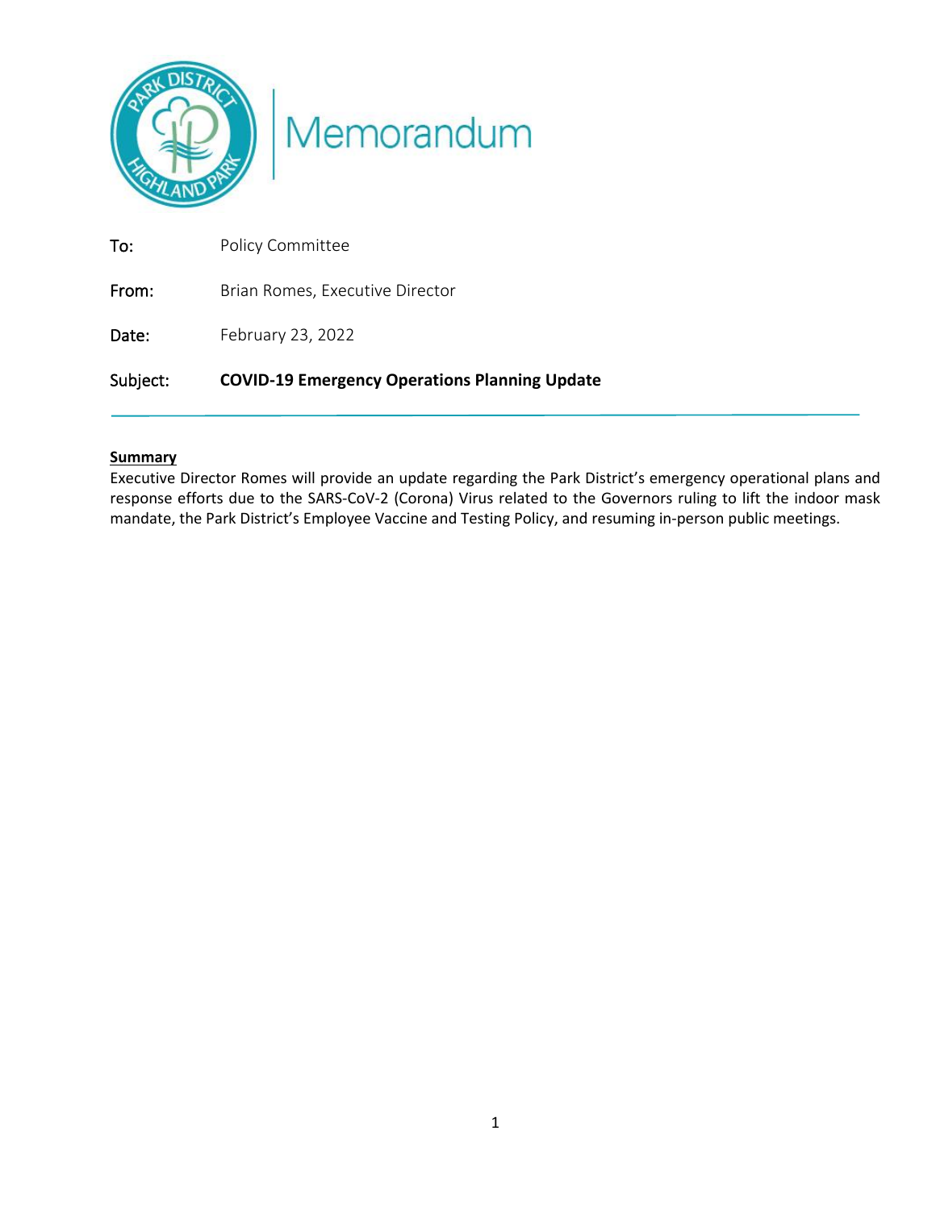# Memorandum

**To:** Policy Committee

**From:** Brian Romes, Executive Director

**Date:** February 23, 2022

**Subject:** **COVID-19 Emergency Operations Planning Update**

---

**Summary**

Executive Director Romes will provide an update regarding the Park District's emergency operational plans and response efforts due to the SARS-CoV-2 (Corona) Virus related to the Governors ruling to lift the indoor mask mandate, the Park District's Employee Vaccine and Testing Policy, and resuming in-person public meetings.